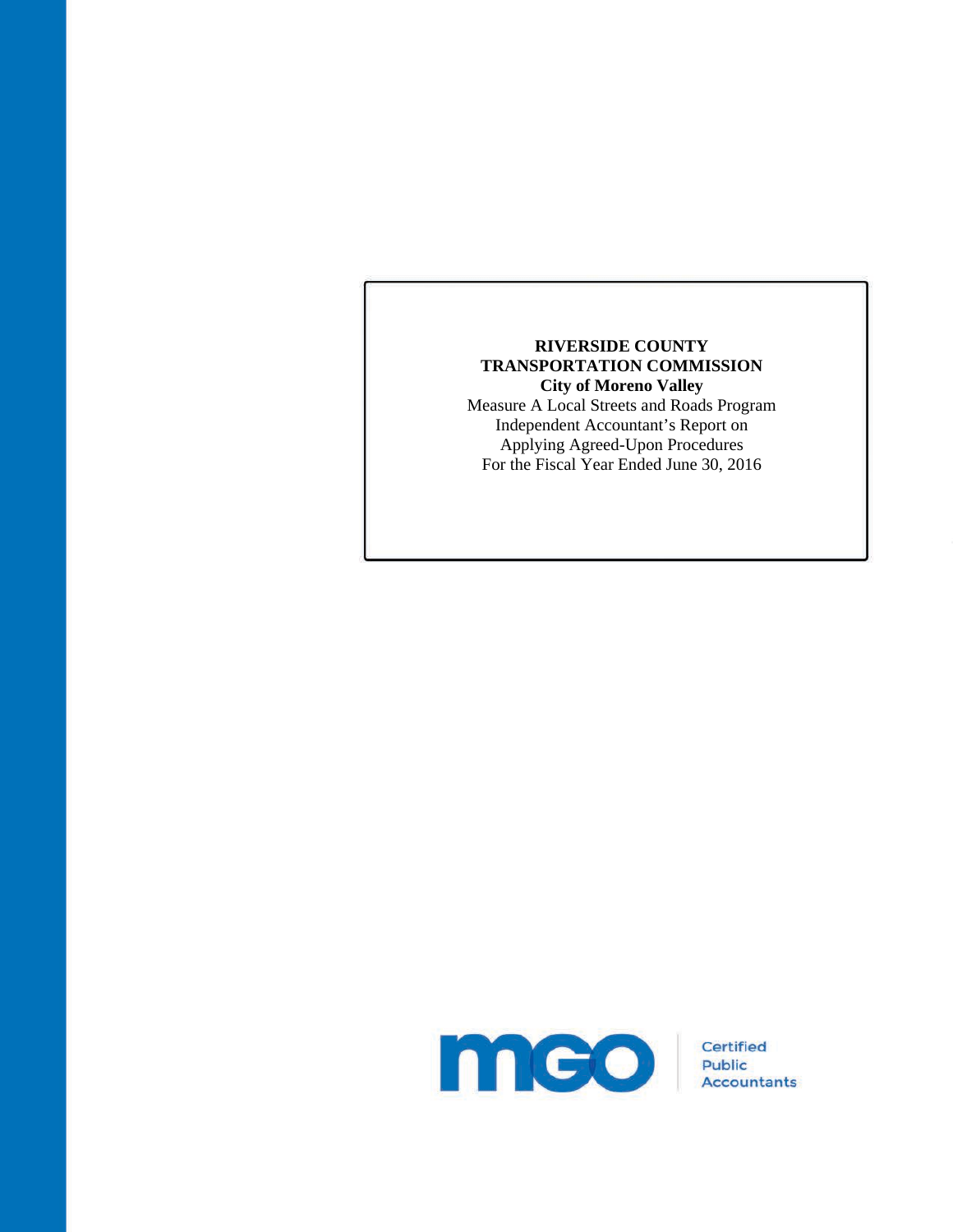**RIVERSIDE COUNTY**
**TRANSPORTATION COMMISSION**
**City of Moreno Valley**

Measure A Local Streets and Roads Program
Independent Accountant's Report on
Applying Agreed-Upon Procedures
For the Fiscal Year Ended June 30, 2016

mgo Certified Public Accountants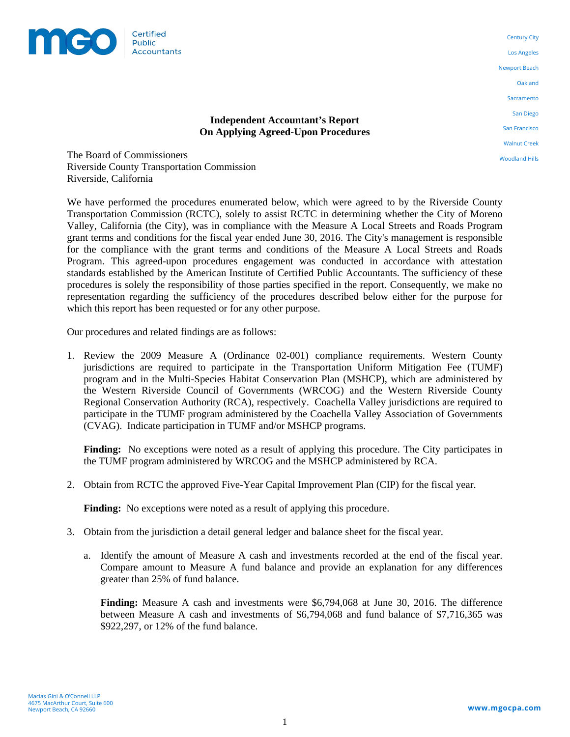# Independent Accountant's Report On Applying Agreed-Upon Procedures

The Board of Commissioners
Riverside County Transportation Commission
Riverside, California

We have performed the procedures enumerated below, which were agreed to by the Riverside County Transportation Commission (RCTC), solely to assist RCTC in determining whether the City of Moreno Valley, California (the City), was in compliance with the Measure A Local Streets and Roads Program grant terms and conditions for the fiscal year ended June 30, 2016. The City's management is responsible for the compliance with the grant terms and conditions of the Measure A Local Streets and Roads Program. This agreed-upon procedures engagement was conducted in accordance with attestation standards established by the American Institute of Certified Public Accountants. The sufficiency of these procedures is solely the responsibility of those parties specified in the report. Consequently, we make no representation regarding the sufficiency of the procedures described below either for the purpose for which this report has been requested or for any other purpose.

Our procedures and related findings are as follows:

1. Review the 2009 Measure A (Ordinance 02-001) compliance requirements. Western County jurisdictions are required to participate in the Transportation Uniform Mitigation Fee (TUMF) program and in the Multi-Species Habitat Conservation Plan (MSHCP), which are administered by the Western Riverside Council of Governments (WRCOG) and the Western Riverside County Regional Conservation Authority (RCA), respectively. Coachella Valley jurisdictions are required to participate in the TUMF program administered by the Coachella Valley Association of Governments (CVAG). Indicate participation in TUMF and/or MSHCP programs.

   **Finding:** No exceptions were noted as a result of applying this procedure. The City participates in the TUMF program administered by WRCOG and the MSHCP administered by RCA.

2. Obtain from RCTC the approved Five-Year Capital Improvement Plan (CIP) for the fiscal year.

   **Finding:** No exceptions were noted as a result of applying this procedure.

3. Obtain from the jurisdiction a detail general ledger and balance sheet for the fiscal year.

   a. Identify the amount of Measure A cash and investments recorded at the end of the fiscal year. Compare amount to Measure A fund balance and provide an explanation for any differences greater than 25% of fund balance.

      **Finding:** Measure A cash and investments were $6,794,068 at June 30, 2016. The difference between Measure A cash and investments of $6,794,068 and fund balance of $7,716,365 was $922,297, or 12% of the fund balance.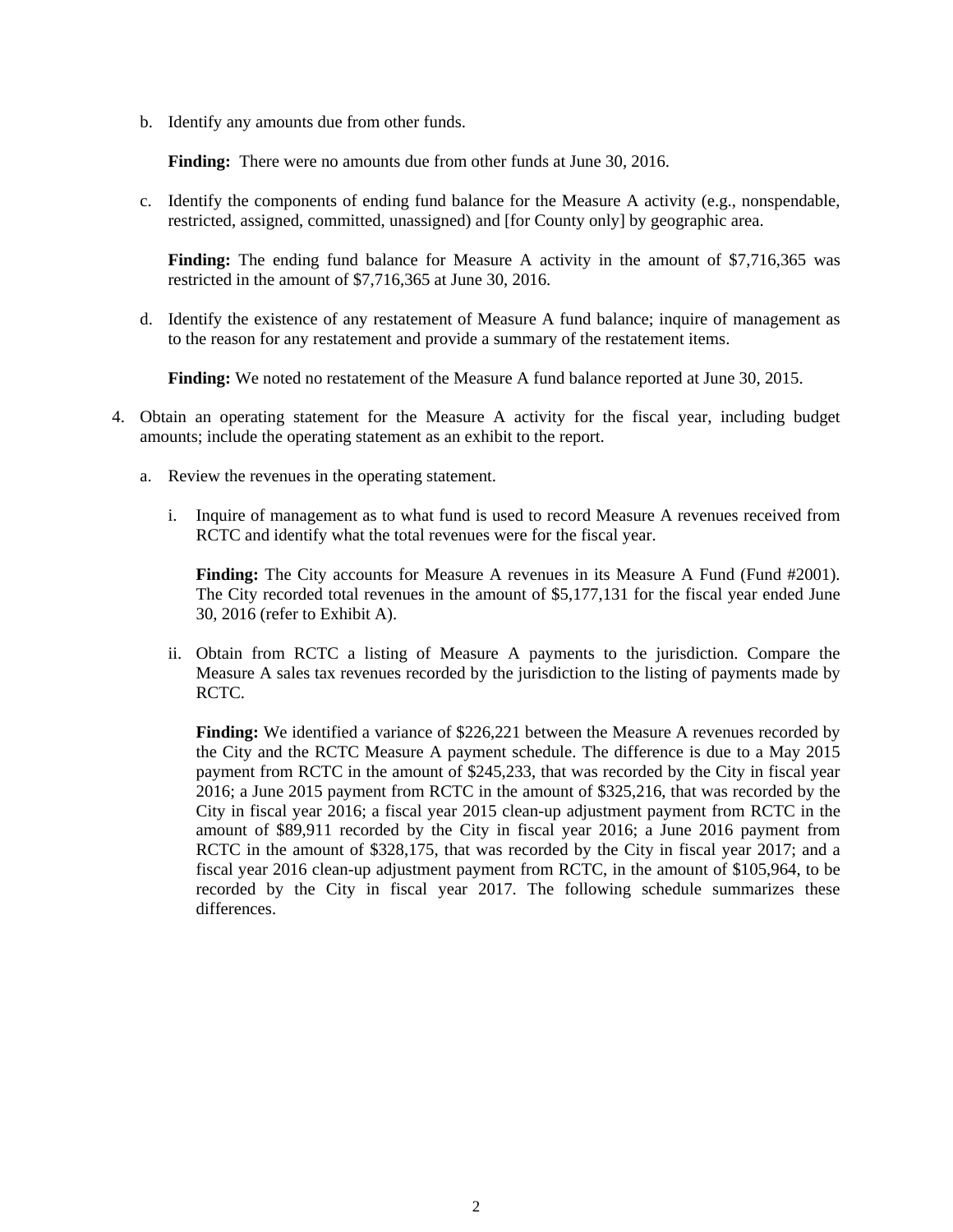b. Identify any amounts due from other funds.

   **Finding:** There were no amounts due from other funds at June 30, 2016.

c. Identify the components of ending fund balance for the Measure A activity (e.g., nonspendable, restricted, assigned, committed, unassigned) and [for County only] by geographic area.

   **Finding:** The ending fund balance for Measure A activity in the amount of $7,716,365 was restricted in the amount of $7,716,365 at June 30, 2016.

d. Identify the existence of any restatement of Measure A fund balance; inquire of management as to the reason for any restatement and provide a summary of the restatement items.

   **Finding:** We noted no restatement of the Measure A fund balance reported at June 30, 2015.

4. Obtain an operating statement for the Measure A activity for the fiscal year, including budget amounts; include the operating statement as an exhibit to the report.

   a. Review the revenues in the operating statement.

      i. Inquire of management as to what fund is used to record Measure A revenues received from RCTC and identify what the total revenues were for the fiscal year.

         **Finding:** The City accounts for Measure A revenues in its Measure A Fund (Fund #2001). The City recorded total revenues in the amount of $5,177,131 for the fiscal year ended June 30, 2016 (refer to Exhibit A).

      ii. Obtain from RCTC a listing of Measure A payments to the jurisdiction. Compare the Measure A sales tax revenues recorded by the jurisdiction to the listing of payments made by RCTC.

         **Finding:** We identified a variance of $226,221 between the Measure A revenues recorded by the City and the RCTC Measure A payment schedule. The difference is due to a May 2015 payment from RCTC in the amount of $245,233, that was recorded by the City in fiscal year 2016; a June 2015 payment from RCTC in the amount of $325,216, that was recorded by the City in fiscal year 2016; a fiscal year 2015 clean-up adjustment payment from RCTC in the amount of $89,911 recorded by the City in fiscal year 2016; a June 2016 payment from RCTC in the amount of $328,175, that was recorded by the City in fiscal year 2017; and a fiscal year 2016 clean-up adjustment payment from RCTC, in the amount of $105,964, to be recorded by the City in fiscal year 2017. The following schedule summarizes these differences.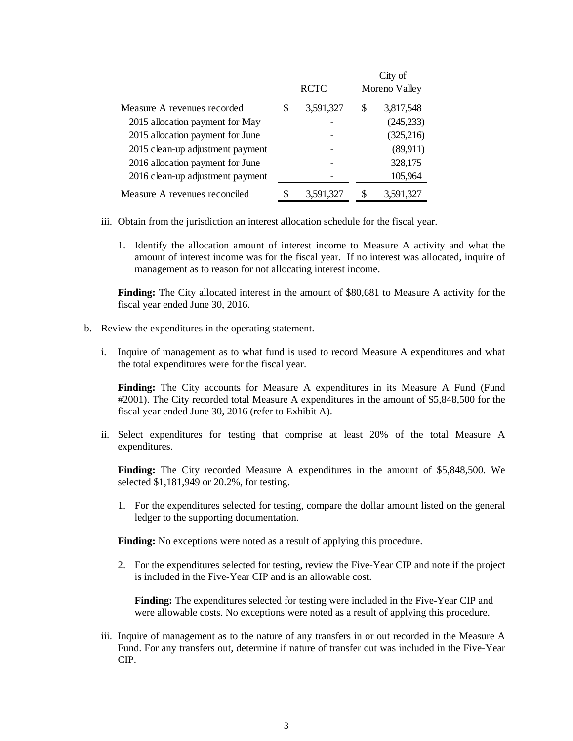| | RCTC | City of Moreno Valley |
|---|---|---|
| Measure A revenues recorded | $ 3,591,327 | $ 3,817,548 |
| 2015 allocation payment for May | - | (245,233) |
| 2015 allocation payment for June | - | (325,216) |
| 2015 clean-up adjustment payment | - | (89,911) |
| 2016 allocation payment for June | - | 328,175 |
| 2016 clean-up adjustment payment | - | 105,964 |
| Measure A revenues reconciled | $ 3,591,327 | $ 3,591,327 |

iii. Obtain from the jurisdiction an interest allocation schedule for the fiscal year.

1. Identify the allocation amount of interest income to Measure A activity and what the amount of interest income was for the fiscal year. If no interest was allocated, inquire of management as to reason for not allocating interest income.

**Finding:** The City allocated interest in the amount of $80,681 to Measure A activity for the fiscal year ended June 30, 2016.

b. Review the expenditures in the operating statement.

i. Inquire of management as to what fund is used to record Measure A expenditures and what the total expenditures were for the fiscal year.

**Finding:** The City accounts for Measure A expenditures in its Measure A Fund (Fund #2001). The City recorded total Measure A expenditures in the amount of $5,848,500 for the fiscal year ended June 30, 2016 (refer to Exhibit A).

ii. Select expenditures for testing that comprise at least 20% of the total Measure A expenditures.

**Finding:** The City recorded Measure A expenditures in the amount of $5,848,500. We selected $1,181,949 or 20.2%, for testing.

1. For the expenditures selected for testing, compare the dollar amount listed on the general ledger to the supporting documentation.

**Finding:** No exceptions were noted as a result of applying this procedure.

2. For the expenditures selected for testing, review the Five-Year CIP and note if the project is included in the Five-Year CIP and is an allowable cost.

**Finding:** The expenditures selected for testing were included in the Five-Year CIP and were allowable costs. No exceptions were noted as a result of applying this procedure.

iii. Inquire of management as to the nature of any transfers in or out recorded in the Measure A Fund. For any transfers out, determine if nature of transfer out was included in the Five-Year CIP.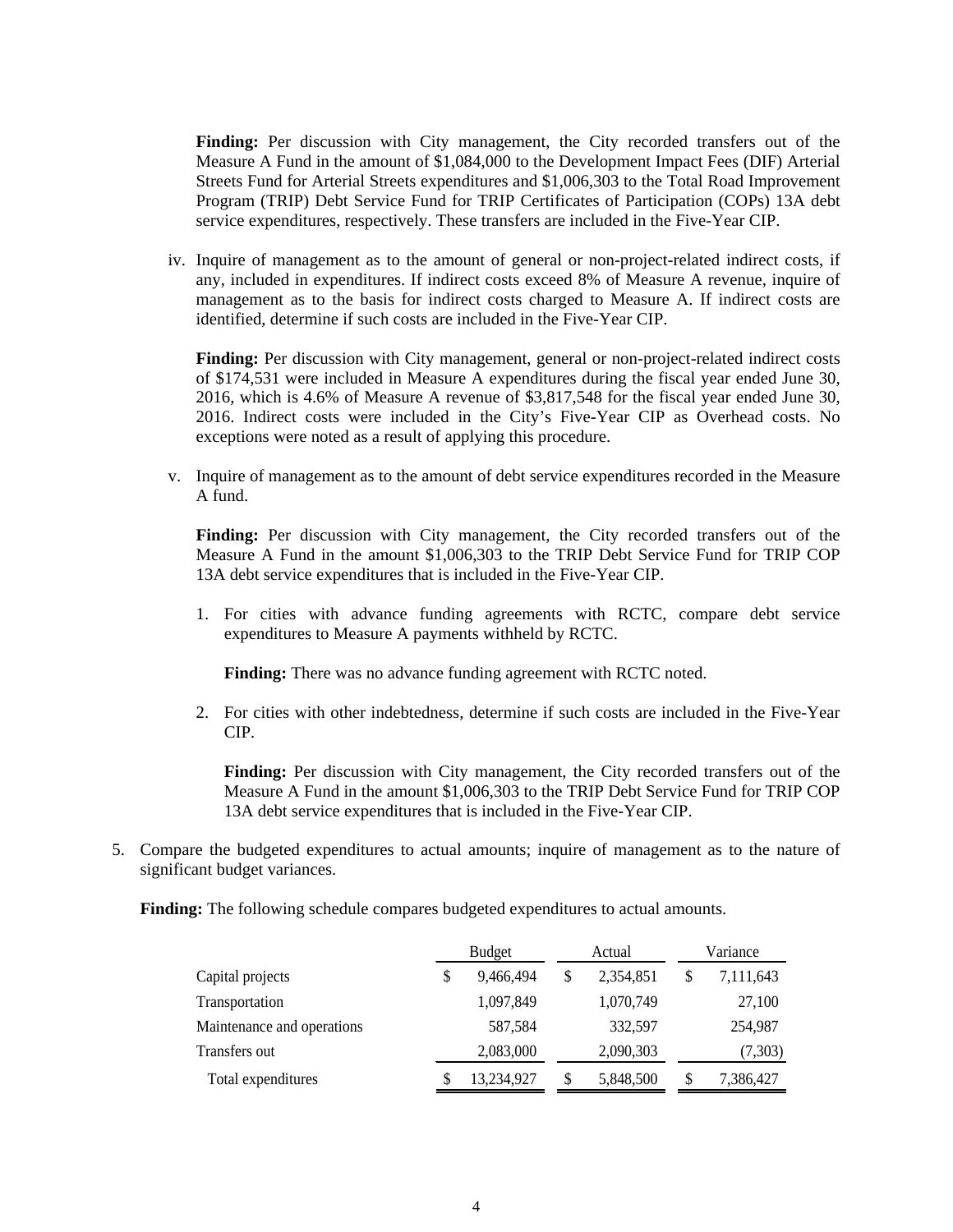**Finding:** Per discussion with City management, the City recorded transfers out of the Measure A Fund in the amount of $1,084,000 to the Development Impact Fees (DIF) Arterial Streets Fund for Arterial Streets expenditures and $1,006,303 to the Total Road Improvement Program (TRIP) Debt Service Fund for TRIP Certificates of Participation (COPs) 13A debt service expenditures, respectively. These transfers are included in the Five-Year CIP.

iv. Inquire of management as to the amount of general or non-project-related indirect costs, if any, included in expenditures. If indirect costs exceed 8% of Measure A revenue, inquire of management as to the basis for indirect costs charged to Measure A. If indirect costs are identified, determine if such costs are included in the Five-Year CIP.

**Finding:** Per discussion with City management, general or non-project-related indirect costs of $174,531 were included in Measure A expenditures during the fiscal year ended June 30, 2016, which is 4.6% of Measure A revenue of $3,817,548 for the fiscal year ended June 30, 2016. Indirect costs were included in the City's Five-Year CIP as Overhead costs. No exceptions were noted as a result of applying this procedure.

v. Inquire of management as to the amount of debt service expenditures recorded in the Measure A fund.

**Finding:** Per discussion with City management, the City recorded transfers out of the Measure A Fund in the amount $1,006,303 to the TRIP Debt Service Fund for TRIP COP 13A debt service expenditures that is included in the Five-Year CIP.

1. For cities with advance funding agreements with RCTC, compare debt service expenditures to Measure A payments withheld by RCTC.

   **Finding:** There was no advance funding agreement with RCTC noted.

2. For cities with other indebtedness, determine if such costs are included in the Five-Year CIP.

   **Finding:** Per discussion with City management, the City recorded transfers out of the Measure A Fund in the amount $1,006,303 to the TRIP Debt Service Fund for TRIP COP 13A debt service expenditures that is included in the Five-Year CIP.

5. Compare the budgeted expenditures to actual amounts; inquire of management as to the nature of significant budget variances.

**Finding:** The following schedule compares budgeted expenditures to actual amounts.

| | Budget | Actual | Variance |
|---|---|---|---|
| Capital projects | $ 9,466,494 | $ 2,354,851 | $ 7,111,643 |
| Transportation | 1,097,849 | 1,070,749 | 27,100 |
| Maintenance and operations | 587,584 | 332,597 | 254,987 |
| Transfers out | 2,083,000 | 2,090,303 | (7,303) |
| Total expenditures | $ 13,234,927 | $ 5,848,500 | $ 7,386,427 |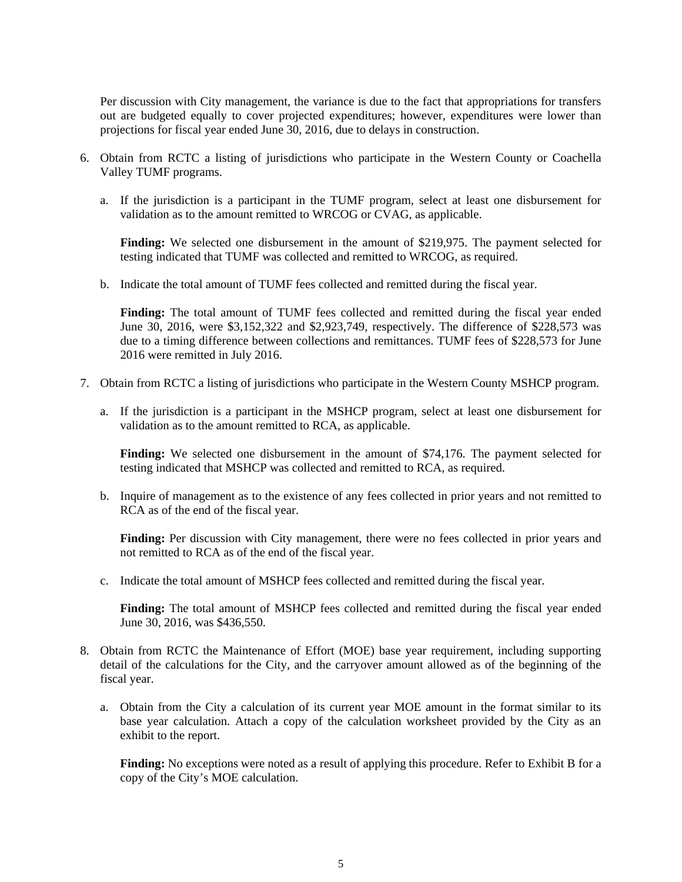Per discussion with City management, the variance is due to the fact that appropriations for transfers out are budgeted equally to cover projected expenditures; however, expenditures were lower than projections for fiscal year ended June 30, 2016, due to delays in construction.

6. Obtain from RCTC a listing of jurisdictions who participate in the Western County or Coachella Valley TUMF programs.

   a. If the jurisdiction is a participant in the TUMF program, select at least one disbursement for validation as to the amount remitted to WRCOG or CVAG, as applicable.

      **Finding:** We selected one disbursement in the amount of $219,975. The payment selected for testing indicated that TUMF was collected and remitted to WRCOG, as required.

   b. Indicate the total amount of TUMF fees collected and remitted during the fiscal year.

      **Finding:** The total amount of TUMF fees collected and remitted during the fiscal year ended June 30, 2016, were $3,152,322 and $2,923,749, respectively. The difference of $228,573 was due to a timing difference between collections and remittances. TUMF fees of $228,573 for June 2016 were remitted in July 2016.

7. Obtain from RCTC a listing of jurisdictions who participate in the Western County MSHCP program.

   a. If the jurisdiction is a participant in the MSHCP program, select at least one disbursement for validation as to the amount remitted to RCA, as applicable.

      **Finding:** We selected one disbursement in the amount of $74,176. The payment selected for testing indicated that MSHCP was collected and remitted to RCA, as required.

   b. Inquire of management as to the existence of any fees collected in prior years and not remitted to RCA as of the end of the fiscal year.

      **Finding:** Per discussion with City management, there were no fees collected in prior years and not remitted to RCA as of the end of the fiscal year.

   c. Indicate the total amount of MSHCP fees collected and remitted during the fiscal year.

      **Finding:** The total amount of MSHCP fees collected and remitted during the fiscal year ended June 30, 2016, was $436,550.

8. Obtain from RCTC the Maintenance of Effort (MOE) base year requirement, including supporting detail of the calculations for the City, and the carryover amount allowed as of the beginning of the fiscal year.

   a. Obtain from the City a calculation of its current year MOE amount in the format similar to its base year calculation. Attach a copy of the calculation worksheet provided by the City as an exhibit to the report.

      **Finding:** No exceptions were noted as a result of applying this procedure. Refer to Exhibit B for a copy of the City's MOE calculation.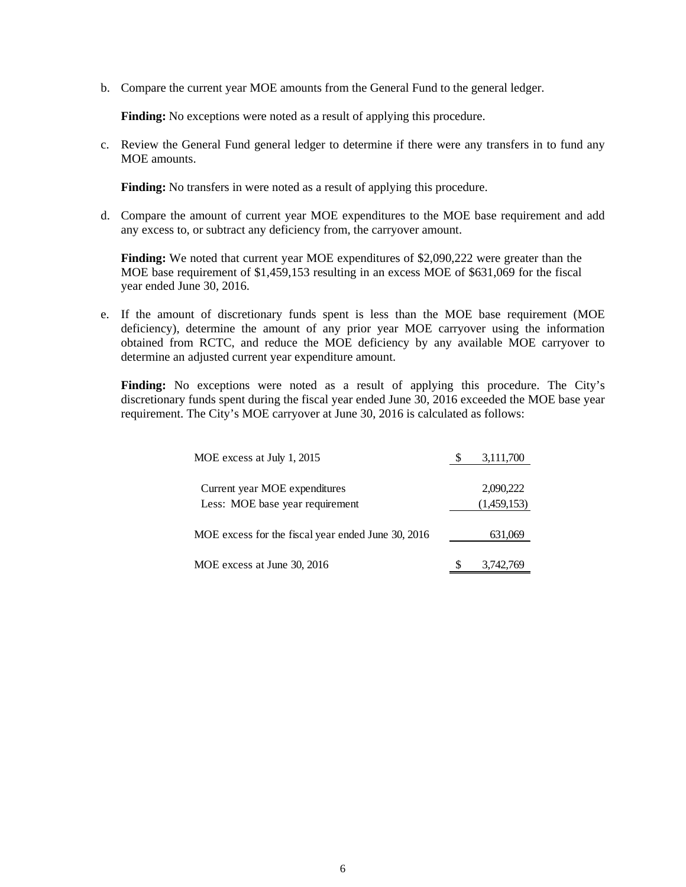b. Compare the current year MOE amounts from the General Fund to the general ledger.

   **Finding:** No exceptions were noted as a result of applying this procedure.

c. Review the General Fund general ledger to determine if there were any transfers in to fund any MOE amounts.

   **Finding:** No transfers in were noted as a result of applying this procedure.

d. Compare the amount of current year MOE expenditures to the MOE base requirement and add any excess to, or subtract any deficiency from, the carryover amount.

   **Finding:** We noted that current year MOE expenditures of $2,090,222 were greater than the MOE base requirement of $1,459,153 resulting in an excess MOE of $631,069 for the fiscal year ended June 30, 2016.

e. If the amount of discretionary funds spent is less than the MOE base requirement (MOE deficiency), determine the amount of any prior year MOE carryover using the information obtained from RCTC, and reduce the MOE deficiency by any available MOE carryover to determine an adjusted current year expenditure amount.

   **Finding:** No exceptions were noted as a result of applying this procedure. The City's discretionary funds spent during the fiscal year ended June 30, 2016 exceeded the MOE base year requirement. The City's MOE carryover at June 30, 2016 is calculated as follows:

| | | |
|---|---|---|
| MOE excess at July 1, 2015 | $ | 3,111,700 |
| Current year MOE expenditures | | 2,090,222 |
| Less: MOE base year requirement | | (1,459,153) |
| MOE excess for the fiscal year ended June 30, 2016 | | 631,069 |
| MOE excess at June 30, 2016 | $ | 3,742,769 |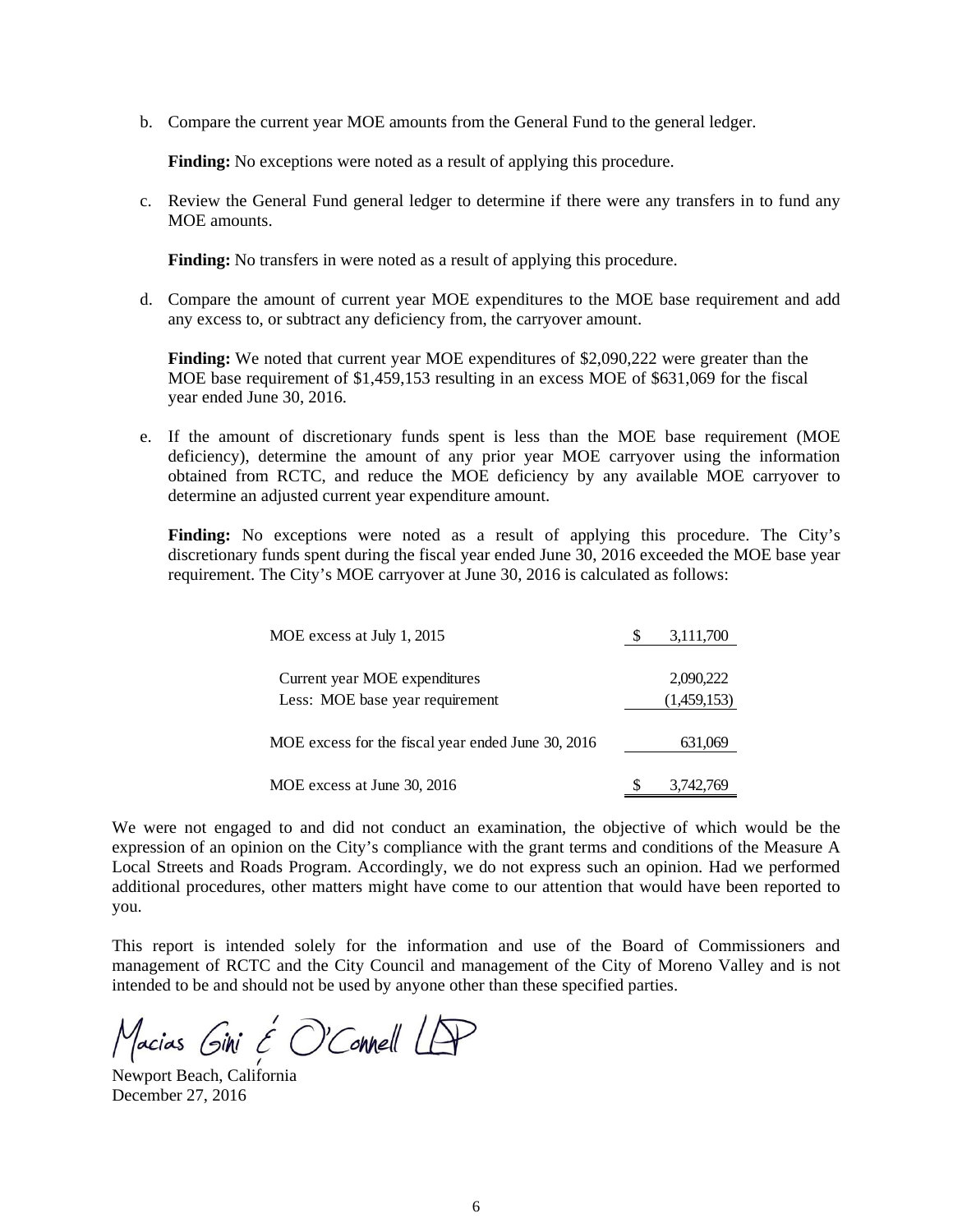b. Compare the current year MOE amounts from the General Fund to the general ledger.

   **Finding:** No exceptions were noted as a result of applying this procedure.

c. Review the General Fund general ledger to determine if there were any transfers in to fund any MOE amounts.

   **Finding:** No transfers in were noted as a result of applying this procedure.

d. Compare the amount of current year MOE expenditures to the MOE base requirement and add any excess to, or subtract any deficiency from, the carryover amount.

   **Finding:** We noted that current year MOE expenditures of $2,090,222 were greater than the MOE base requirement of $1,459,153 resulting in an excess MOE of $631,069 for the fiscal year ended June 30, 2016.

e. If the amount of discretionary funds spent is less than the MOE base requirement (MOE deficiency), determine the amount of any prior year MOE carryover using the information obtained from RCTC, and reduce the MOE deficiency by any available MOE carryover to determine an adjusted current year expenditure amount.

   **Finding:** No exceptions were noted as a result of applying this procedure. The City's discretionary funds spent during the fiscal year ended June 30, 2016 exceeded the MOE base year requirement. The City's MOE carryover at June 30, 2016 is calculated as follows:

| | |
|---|---|
| MOE excess at July 1, 2015 | $ 3,111,700 |
| Current year MOE expenditures | 2,090,222 |
| Less: MOE base year requirement | (1,459,153) |
| MOE excess for the fiscal year ended June 30, 2016 | 631,069 |
| MOE excess at June 30, 2016 | $ 3,742,769 |

We were not engaged to and did not conduct an examination, the objective of which would be the expression of an opinion on the City's compliance with the grant terms and conditions of the Measure A Local Streets and Roads Program. Accordingly, we do not express such an opinion. Had we performed additional procedures, other matters might have come to our attention that would have been reported to you.

This report is intended solely for the information and use of the Board of Commissioners and management of RCTC and the City Council and management of the City of Moreno Valley and is not intended to be and should not be used by anyone other than these specified parties.

Macias Gini & O'Connell LLP

Newport Beach, California
December 27, 2016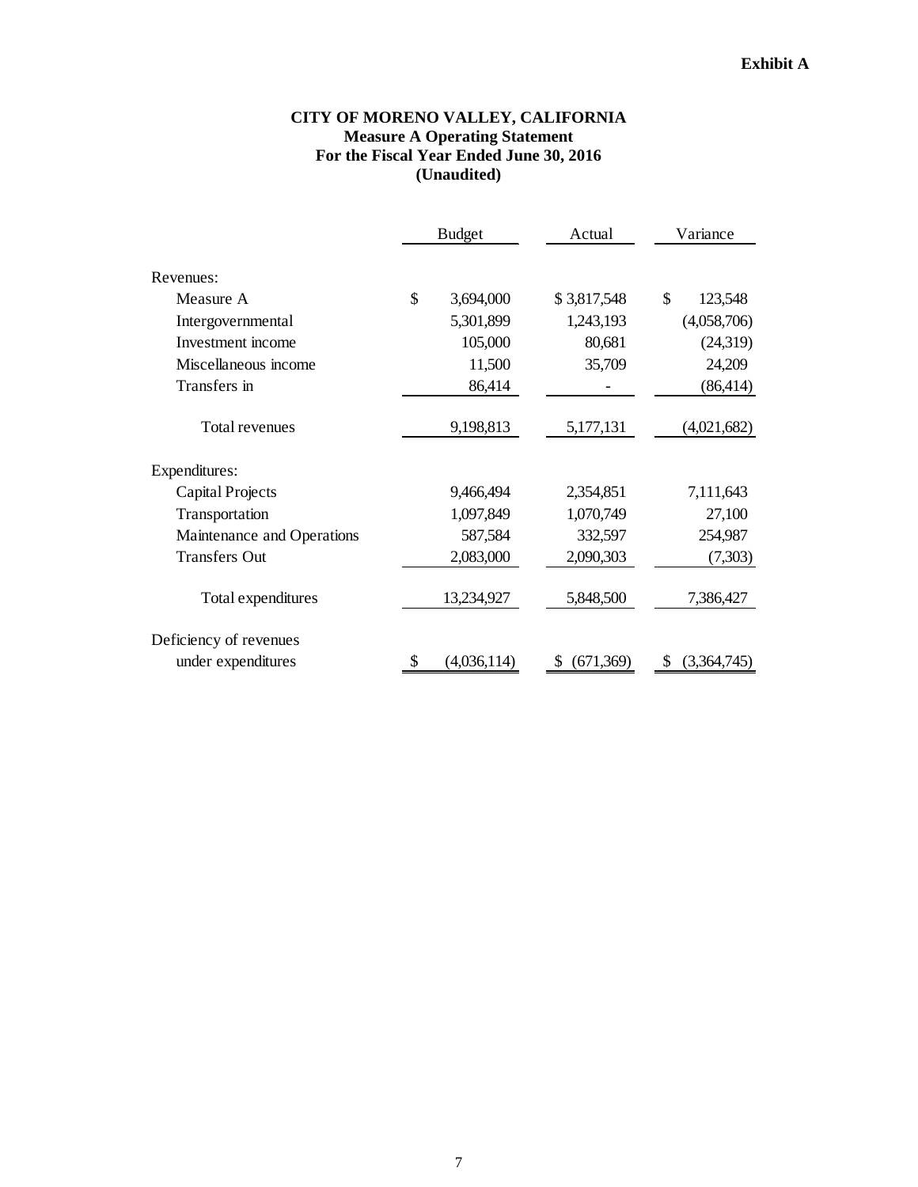**Exhibit A**

# CITY OF MORENO VALLEY, CALIFORNIA
## Measure A Operating Statement
## For the Fiscal Year Ended June 30, 2016
## (Unaudited)

| | Budget | Actual | Variance |
|---|---|---|---|
| Revenues: | | | |
| Measure A | $ 3,694,000 | $ 3,817,548 | $ 123,548 |
| Intergovernmental | 5,301,899 | 1,243,193 | (4,058,706) |
| Investment income | 105,000 | 80,681 | (24,319) |
| Miscellaneous income | 11,500 | 35,709 | 24,209 |
| Transfers in | 86,414 | - | (86,414) |
| Total revenues | 9,198,813 | 5,177,131 | (4,021,682) |
| Expenditures: | | | |
| Capital Projects | 9,466,494 | 2,354,851 | 7,111,643 |
| Transportation | 1,097,849 | 1,070,749 | 27,100 |
| Maintenance and Operations | 587,584 | 332,597 | 254,987 |
| Transfers Out | 2,083,000 | 2,090,303 | (7,303) |
| Total expenditures | 13,234,927 | 5,848,500 | 7,386,427 |
| Deficiency of revenues under expenditures | $ (4,036,114) | $ (671,369) | $ (3,364,745) |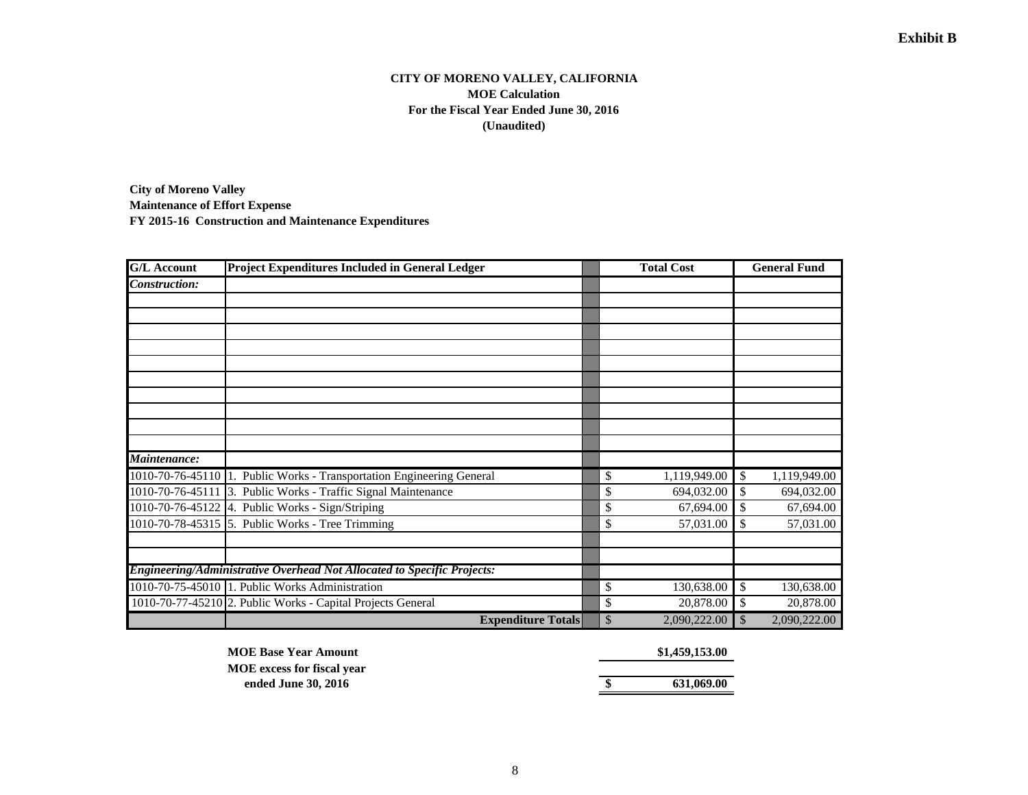**Exhibit B**

**CITY OF MORENO VALLEY, CALIFORNIA**
**MOE Calculation**
**For the Fiscal Year Ended June 30, 2016**
**(Unaudited)**

**City of Moreno Valley**
**Maintenance of Effort Expense**
**FY 2015-16 Construction and Maintenance Expenditures**

| G/L Account | Project Expenditures Included in General Ledger | | Total Cost | General Fund |
|---|---|---|---|---|
| *Construction:* | | | | |
| | | | | |
| | | | | |
| | | | | |
| | | | | |
| | | | | |
| | | | | |
| | | | | |
| | | | | |
| | | | | |
| | | | | |
| *Maintenance:* | | | | |
| 1010-70-76-45110 | 1. Public Works - Transportation Engineering General | | $ 1,119,949.00 | $ 1,119,949.00 |
| 1010-70-76-45111 | 3. Public Works - Traffic Signal Maintenance | | $ 694,032.00 | $ 694,032.00 |
| 1010-70-76-45122 | 4. Public Works - Sign/Striping | | $ 67,694.00 | $ 67,694.00 |
| 1010-70-78-45315 | 5. Public Works - Tree Trimming | | $ 57,031.00 | $ 57,031.00 |
| | | | | |
| | | | | |
| *Engineering/Administrative Overhead Not Allocated to Specific Projects:* | | | | |
| 1010-70-75-45010 | 1. Public Works Administration | | $ 130,638.00 | $ 130,638.00 |
| 1010-70-77-45210 | 2. Public Works - Capital Projects General | | $ 20,878.00 | $ 20,878.00 |
| | **Expenditure Totals** | | $ 2,090,222.00 | $ 2,090,222.00 |

| | |
|---|---|
| **MOE Base Year Amount** | **$1,459,153.00** |
| **MOE excess for fiscal year ended June 30, 2016** | **$ 631,069.00** |